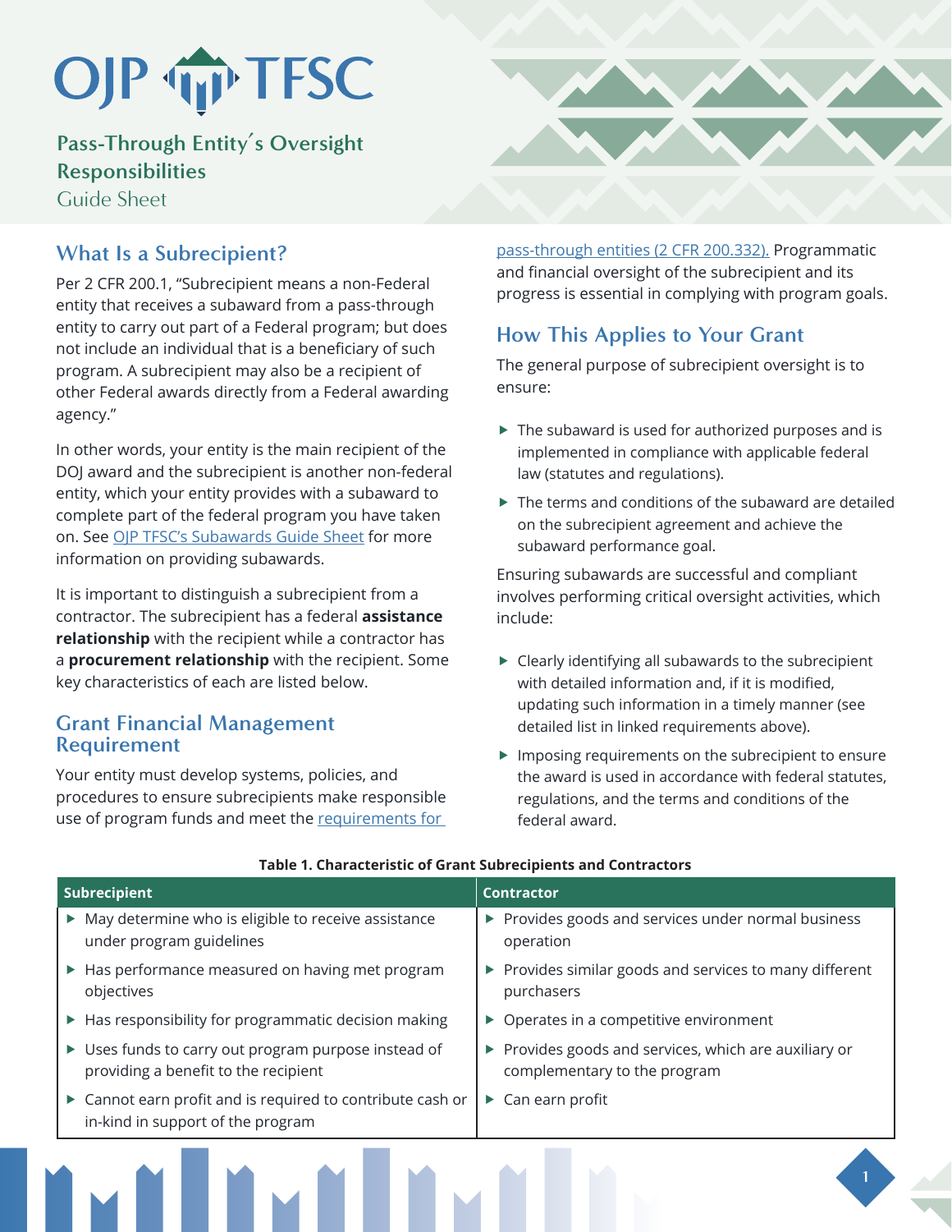# OJP TFSC

## Pass-Through Entity's Oversight Responsibilities

Guide Sheet

## What Is a Subrecipient?

Per 2 CFR 200.1, "Subrecipient means a non-Federal entity that receives a subaward from a pass-through entity to carry out part of a Federal program; but does not include an individual that is a beneficiary of such program. A subrecipient may also be a recipient of other Federal awards directly from a Federal awarding agency."

In other words, your entity is the main recipient of the DOJ award and the subrecipient is another non-federal entity, which your entity provides with a subaward to complete part of the federal program you have taken on. See OJP TFSC's Subawards Guide Sheet for more information on providing subawards.

It is important to distinguish a subrecipient from a contractor. The subrecipient has a federal **assistance relationship** with the recipient while a contractor has a **procurement relationship** with the recipient. Some key characteristics of each are listed below.

## Grant Financial Management Requirement

Your entity must develop systems, policies, and procedures to ensure subrecipients make responsible use of program funds and meet the requirements for pass-through entities (2 CFR 200.332). Programmatic and financial oversight of the subrecipient and its progress is essential in complying with program goals.

## How This Applies to Your Grant

The general purpose of subrecipient oversight is to ensure:

- The subaward is used for authorized purposes and is implemented in compliance with applicable federal law (statutes and regulations).
- The terms and conditions of the subaward are detailed on the subrecipient agreement and achieve the subaward performance goal.

Ensuring subawards are successful and compliant involves performing critical oversight activities, which include:

- Clearly identifying all subawards to the subrecipient with detailed information and, if it is modified, updating such information in a timely manner (see detailed list in linked requirements above).
- Imposing requirements on the subrecipient to ensure the award is used in accordance with federal statutes, regulations, and the terms and conditions of the federal award.

**Table 1. Characteristic of Grant Subrecipients and Contractors**

| Subrecipient | Contractor |
| --- | --- |
| May determine who is eligible to receive assistance under program guidelines | Provides goods and services under normal business operation |
| Has performance measured on having met program objectives | Provides similar goods and services to many different purchasers |
| Has responsibility for programmatic decision making | Operates in a competitive environment |
| Uses funds to carry out program purpose instead of providing a benefit to the recipient | Provides goods and services, which are auxiliary or complementary to the program |
| Cannot earn profit and is required to contribute cash or in-kind in support of the program | Can earn profit |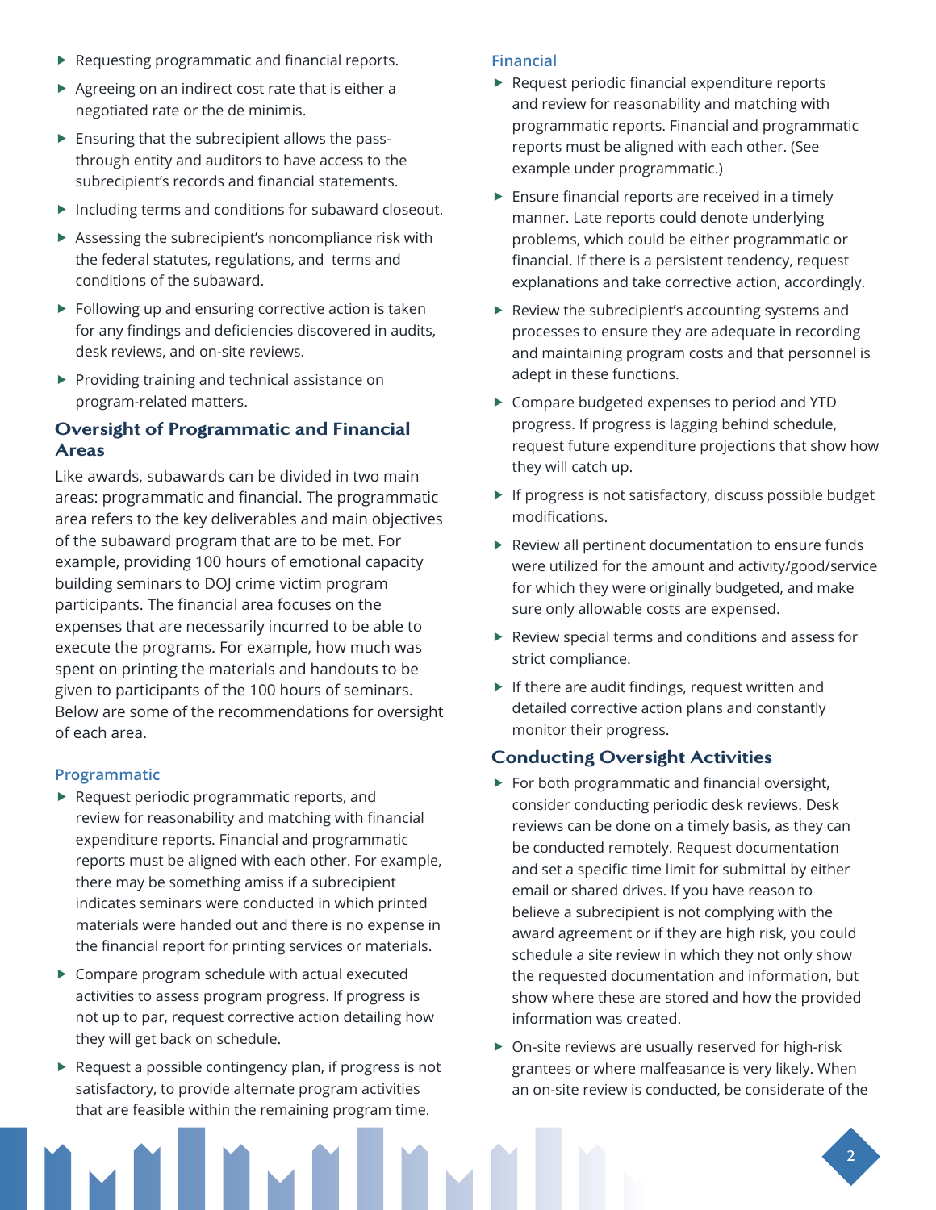- Requesting programmatic and financial reports.
- Agreeing on an indirect cost rate that is either a negotiated rate or the de minimis.
- Ensuring that the subrecipient allows the pass-through entity and auditors to have access to the subrecipient's records and financial statements.
- Including terms and conditions for subaward closeout.
- Assessing the subrecipient's noncompliance risk with the federal statutes, regulations, and terms and conditions of the subaward.
- Following up and ensuring corrective action is taken for any findings and deficiencies discovered in audits, desk reviews, and on-site reviews.
- Providing training and technical assistance on program-related matters.

## Oversight of Programmatic and Financial Areas

Like awards, subawards can be divided in two main areas: programmatic and financial. The programmatic area refers to the key deliverables and main objectives of the subaward program that are to be met. For example, providing 100 hours of emotional capacity building seminars to DOJ crime victim program participants. The financial area focuses on the expenses that are necessarily incurred to be able to execute the programs. For example, how much was spent on printing the materials and handouts to be given to participants of the 100 hours of seminars. Below are some of the recommendations for oversight of each area.

### Programmatic

- Request periodic programmatic reports, and review for reasonability and matching with financial expenditure reports. Financial and programmatic reports must be aligned with each other. For example, there may be something amiss if a subrecipient indicates seminars were conducted in which printed materials were handed out and there is no expense in the financial report for printing services or materials.
- Compare program schedule with actual executed activities to assess program progress. If progress is not up to par, request corrective action detailing how they will get back on schedule.
- Request a possible contingency plan, if progress is not satisfactory, to provide alternate program activities that are feasible within the remaining program time.

### Financial

- Request periodic financial expenditure reports and review for reasonability and matching with programmatic reports. Financial and programmatic reports must be aligned with each other. (See example under programmatic.)
- Ensure financial reports are received in a timely manner. Late reports could denote underlying problems, which could be either programmatic or financial. If there is a persistent tendency, request explanations and take corrective action, accordingly.
- Review the subrecipient's accounting systems and processes to ensure they are adequate in recording and maintaining program costs and that personnel is adept in these functions.
- Compare budgeted expenses to period and YTD progress. If progress is lagging behind schedule, request future expenditure projections that show how they will catch up.
- If progress is not satisfactory, discuss possible budget modifications.
- Review all pertinent documentation to ensure funds were utilized for the amount and activity/good/service for which they were originally budgeted, and make sure only allowable costs are expensed.
- Review special terms and conditions and assess for strict compliance.
- If there are audit findings, request written and detailed corrective action plans and constantly monitor their progress.

## Conducting Oversight Activities

- For both programmatic and financial oversight, consider conducting periodic desk reviews. Desk reviews can be done on a timely basis, as they can be conducted remotely. Request documentation and set a specific time limit for submittal by either email or shared drives. If you have reason to believe a subrecipient is not complying with the award agreement or if they are high risk, you could schedule a site review in which they not only show the requested documentation and information, but show where these are stored and how the provided information was created.
- On-site reviews are usually reserved for high-risk grantees or where malfeasance is very likely. When an on-site review is conducted, be considerate of the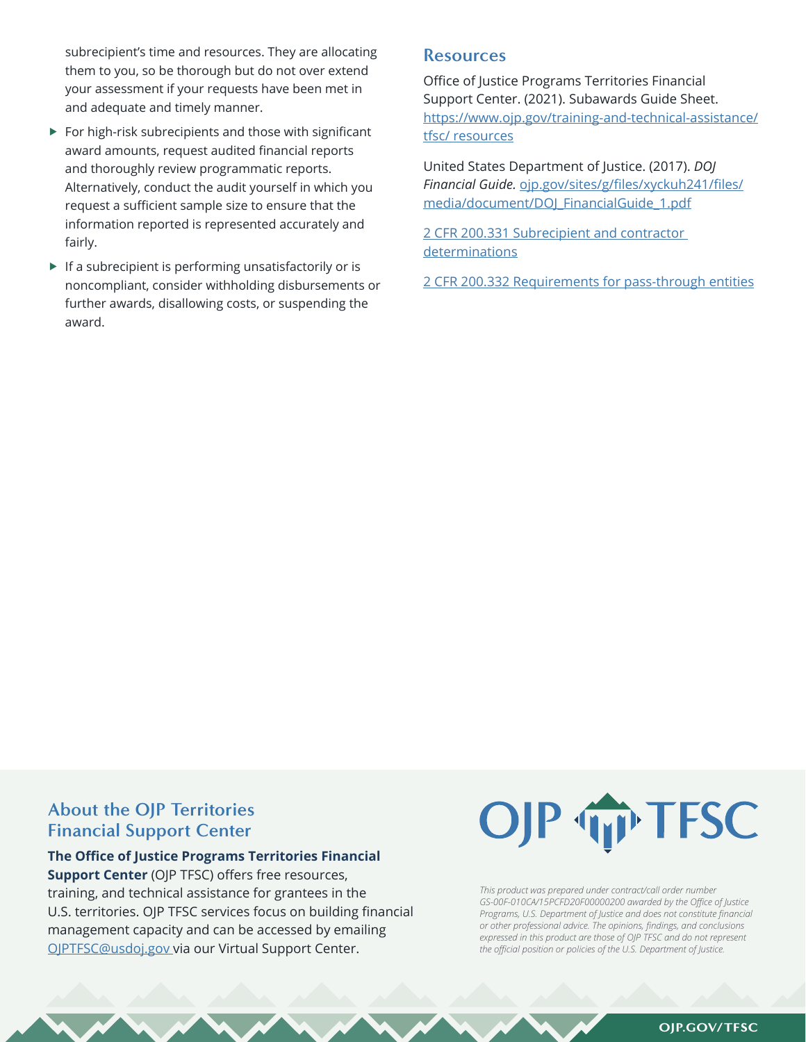subrecipient's time and resources. They are allocating them to you, so be thorough but do not over extend your assessment if your requests have been met in and adequate and timely manner.

- For high-risk subrecipients and those with significant award amounts, request audited financial reports and thoroughly review programmatic reports. Alternatively, conduct the audit yourself in which you request a sufficient sample size to ensure that the information reported is represented accurately and fairly.
- If a subrecipient is performing unsatisfactorily or is noncompliant, consider withholding disbursements or further awards, disallowing costs, or suspending the award.

## Resources

Office of Justice Programs Territories Financial Support Center. (2021). Subawards Guide Sheet. [https://www.ojp.gov/training-and-technical-assistance/tfsc/ resources](https://www.ojp.gov/training-and-technical-assistance/tfsc/resources)

United States Department of Justice. (2017). *DOJ Financial Guide.* [ojp.gov/sites/g/files/xyckuh241/files/media/document/DOJ_FinancialGuide_1.pdf](https://ojp.gov/sites/g/files/xyckuh241/files/media/document/DOJ_FinancialGuide_1.pdf)

2 CFR 200.331 Subrecipient and contractor determinations

2 CFR 200.332 Requirements for pass-through entities

## About the OJP Territories Financial Support Center

**The Office of Justice Programs Territories Financial Support Center** (OJP TFSC) offers free resources, training, and technical assistance for grantees in the U.S. territories. OJP TFSC services focus on building financial management capacity and can be accessed by emailing [OJPTFSC@usdoj.gov](mailto:OJPTFSC@usdoj.gov) via our Virtual Support Center.

OJP TFSC

*This product was prepared under contract/call order number GS-00F-010CA/15PCFD20F00000200 awarded by the Office of Justice Programs, U.S. Department of Justice and does not constitute financial or other professional advice. The opinions, findings, and conclusions expressed in this product are those of OJP TFSC and do not represent the official position or policies of the U.S. Department of Justice.*

OJP.GOV/TFSC